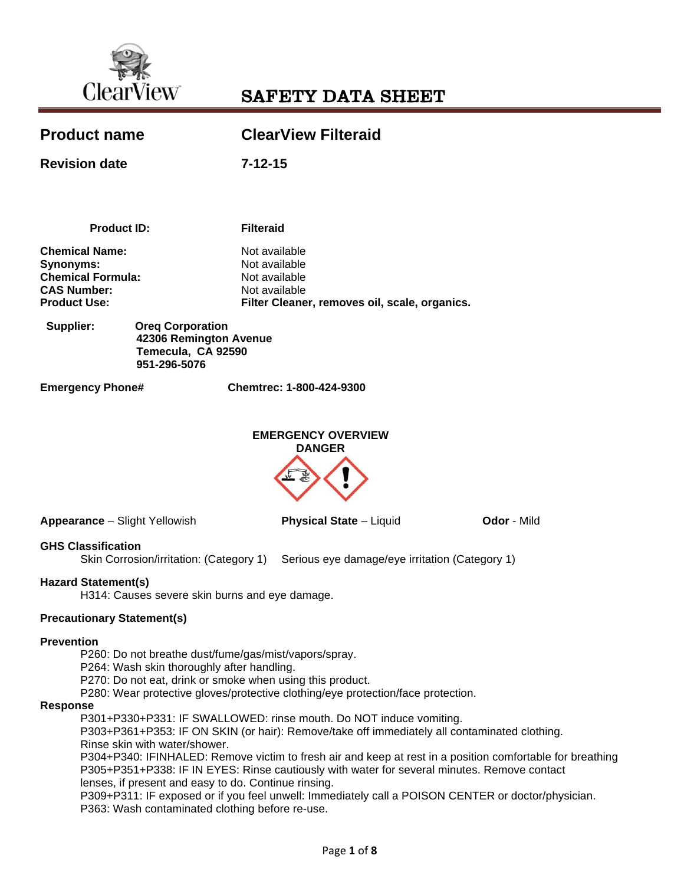ClearView

# SAFETY DATA SHEET

| | |
|---|---|
| **Product name** | **ClearView Filteraid** |
| **Revision date** | **7-12-15** |

**Product ID:** **Filteraid**

| | |
|---|---|
| **Chemical Name:** | Not available |
| **Synonyms:** | Not available |
| **Chemical Formula:** | Not available |
| **CAS Number:** | Not available |
| **Product Use:** | **Filter Cleaner, removes oil, scale, organics.** |

**Supplier:** **Oreq Corporation**
**42306 Remington Avenue**
**Temecula, CA 92590**
**951-296-5076**

**Emergency Phone#** **Chemtrec: 1-800-424-9300**

**EMERGENCY OVERVIEW**
**DANGER**

**Appearance** – Slight Yellowish **Physical State** – Liquid **Odor** - Mild

**GHS Classification**

Skin Corrosion/irritation: (Category 1) Serious eye damage/eye irritation (Category 1)

**Hazard Statement(s)**

H314: Causes severe skin burns and eye damage.

**Precautionary Statement(s)**

**Prevention**

P260: Do not breathe dust/fume/gas/mist/vapors/spray.
P264: Wash skin thoroughly after handling.
P270: Do not eat, drink or smoke when using this product.
P280: Wear protective gloves/protective clothing/eye protection/face protection.

**Response**

P301+P330+P331: IF SWALLOWED: rinse mouth. Do NOT induce vomiting.
P303+P361+P353: IF ON SKIN (or hair): Remove/take off immediately all contaminated clothing. Rinse skin with water/shower.
P304+P340: IFINHALED: Remove victim to fresh air and keep at rest in a position comfortable for breathing
P305+P351+P338: IF IN EYES: Rinse cautiously with water for several minutes. Remove contact lenses, if present and easy to do. Continue rinsing.
P309+P311: IF exposed or if you feel unwell: Immediately call a POISON CENTER or doctor/physician.
P363: Wash contaminated clothing before re-use.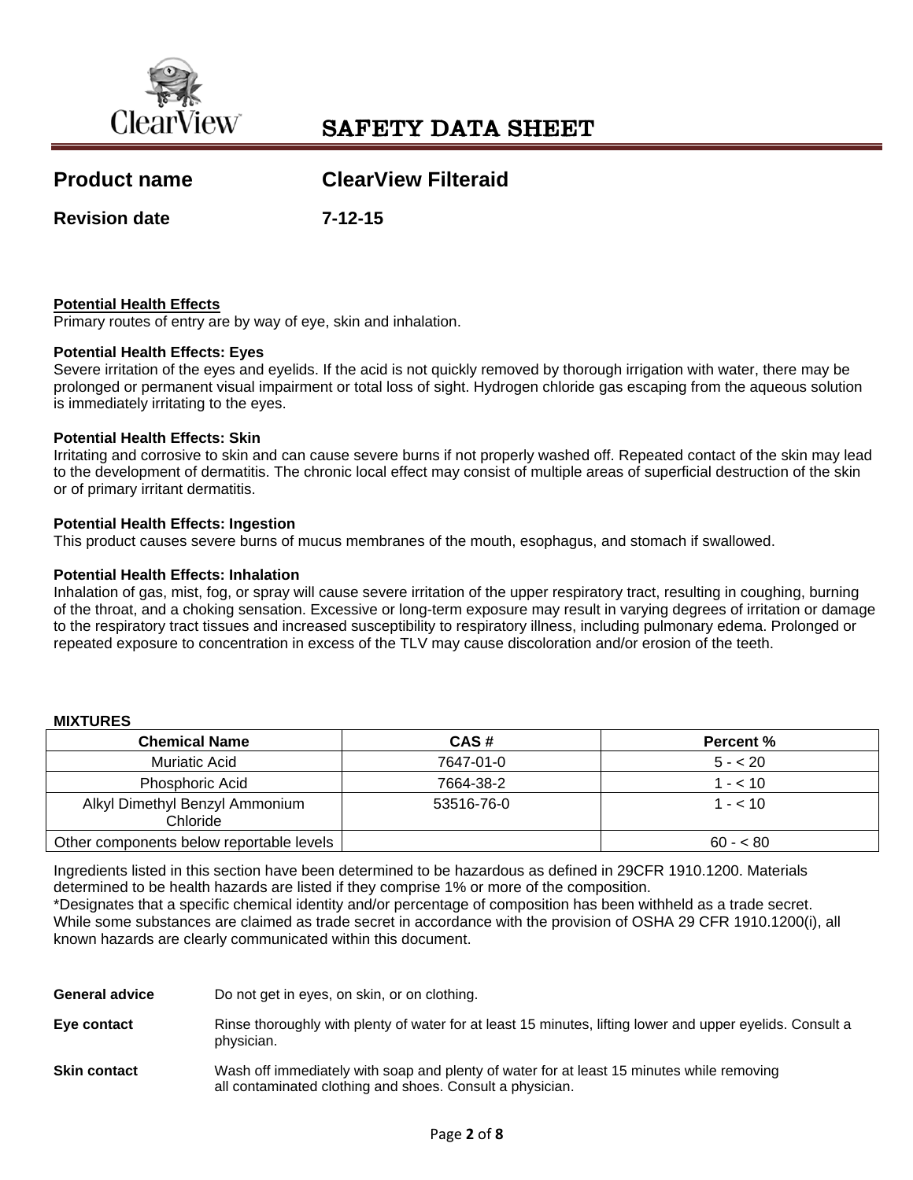# SAFETY DATA SHEET

**Product name** **ClearView Filteraid**

**Revision date** **7-12-15**

## Potential Health Effects

Primary routes of entry are by way of eye, skin and inhalation.

**Potential Health Effects: Eyes**

Severe irritation of the eyes and eyelids. If the acid is not quickly removed by thorough irrigation with water, there may be prolonged or permanent visual impairment or total loss of sight. Hydrogen chloride gas escaping from the aqueous solution is immediately irritating to the eyes.

**Potential Health Effects: Skin**

Irritating and corrosive to skin and can cause severe burns if not properly washed off. Repeated contact of the skin may lead to the development of dermatitis. The chronic local effect may consist of multiple areas of superficial destruction of the skin or of primary irritant dermatitis.

**Potential Health Effects: Ingestion**

This product causes severe burns of mucus membranes of the mouth, esophagus, and stomach if swallowed.

**Potential Health Effects: Inhalation**

Inhalation of gas, mist, fog, or spray will cause severe irritation of the upper respiratory tract, resulting in coughing, burning of the throat, and a choking sensation. Excessive or long-term exposure may result in varying degrees of irritation or damage to the respiratory tract tissues and increased susceptibility to respiratory illness, including pulmonary edema. Prolonged or repeated exposure to concentration in excess of the TLV may cause discoloration and/or erosion of the teeth.

**MIXTURES**

| Chemical Name | CAS # | Percent % |
|---|---|---|
| Muriatic Acid | 7647-01-0 | 5 - < 20 |
| Phosphoric Acid | 7664-38-2 | 1 - < 10 |
| Alkyl Dimethyl Benzyl Ammonium Chloride | 53516-76-0 | 1 - < 10 |
| Other components below reportable levels | | 60 - < 80 |

Ingredients listed in this section have been determined to be hazardous as defined in 29CFR 1910.1200. Materials determined to be health hazards are listed if they comprise 1% or more of the composition.
*Designates that a specific chemical identity and/or percentage of composition has been withheld as a trade secret. While some substances are claimed as trade secret in accordance with the provision of OSHA 29 CFR 1910.1200(i), all known hazards are clearly communicated within this document.

**General advice** Do not get in eyes, on skin, or on clothing.

**Eye contact** Rinse thoroughly with plenty of water for at least 15 minutes, lifting lower and upper eyelids. Consult a physician.

**Skin contact** Wash off immediately with soap and plenty of water for at least 15 minutes while removing all contaminated clothing and shoes. Consult a physician.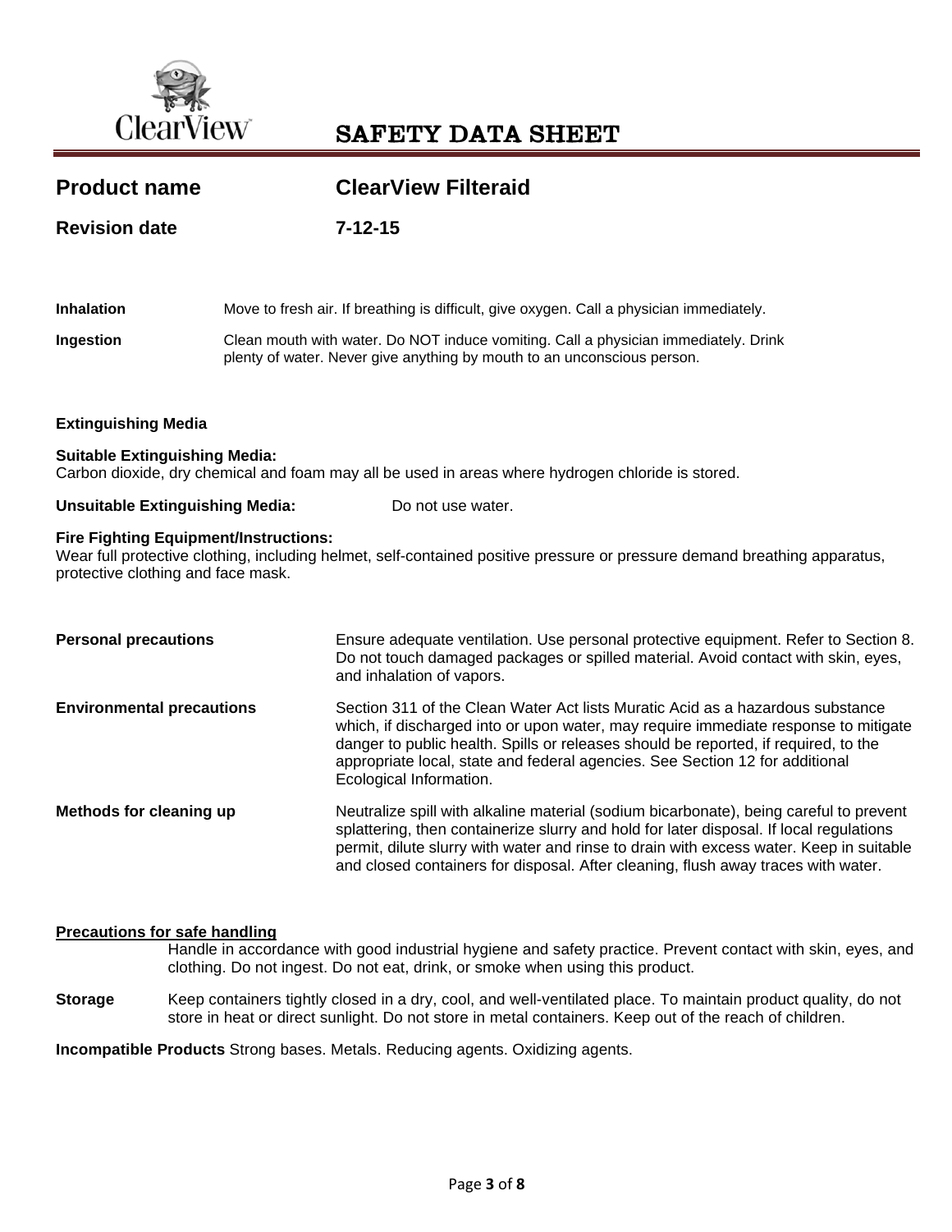# SAFETY DATA SHEET

| | |
|---|---|
| **Product name** | **ClearView Filteraid** |
| **Revision date** | **7-12-15** |

**Inhalation** Move to fresh air. If breathing is difficult, give oxygen. Call a physician immediately.

**Ingestion** Clean mouth with water. Do NOT induce vomiting. Call a physician immediately. Drink plenty of water. Never give anything by mouth to an unconscious person.

**Extinguishing Media**

**Suitable Extinguishing Media:**
Carbon dioxide, dry chemical and foam may all be used in areas where hydrogen chloride is stored.

**Unsuitable Extinguishing Media:** Do not use water.

**Fire Fighting Equipment/Instructions:**
Wear full protective clothing, including helmet, self-contained positive pressure or pressure demand breathing apparatus, protective clothing and face mask.

**Personal precautions** Ensure adequate ventilation. Use personal protective equipment. Refer to Section 8. Do not touch damaged packages or spilled material. Avoid contact with skin, eyes, and inhalation of vapors.

**Environmental precautions** Section 311 of the Clean Water Act lists Muratic Acid as a hazardous substance which, if discharged into or upon water, may require immediate response to mitigate danger to public health. Spills or releases should be reported, if required, to the appropriate local, state and federal agencies. See Section 12 for additional Ecological Information.

**Methods for cleaning up** Neutralize spill with alkaline material (sodium bicarbonate), being careful to prevent splattering, then containerize slurry and hold for later disposal. If local regulations permit, dilute slurry with water and rinse to drain with excess water. Keep in suitable and closed containers for disposal. After cleaning, flush away traces with water.

**Precautions for safe handling**
Handle in accordance with good industrial hygiene and safety practice. Prevent contact with skin, eyes, and clothing. Do not ingest. Do not eat, drink, or smoke when using this product.

**Storage** Keep containers tightly closed in a dry, cool, and well-ventilated place. To maintain product quality, do not store in heat or direct sunlight. Do not store in metal containers. Keep out of the reach of children.

**Incompatible Products** Strong bases. Metals. Reducing agents. Oxidizing agents.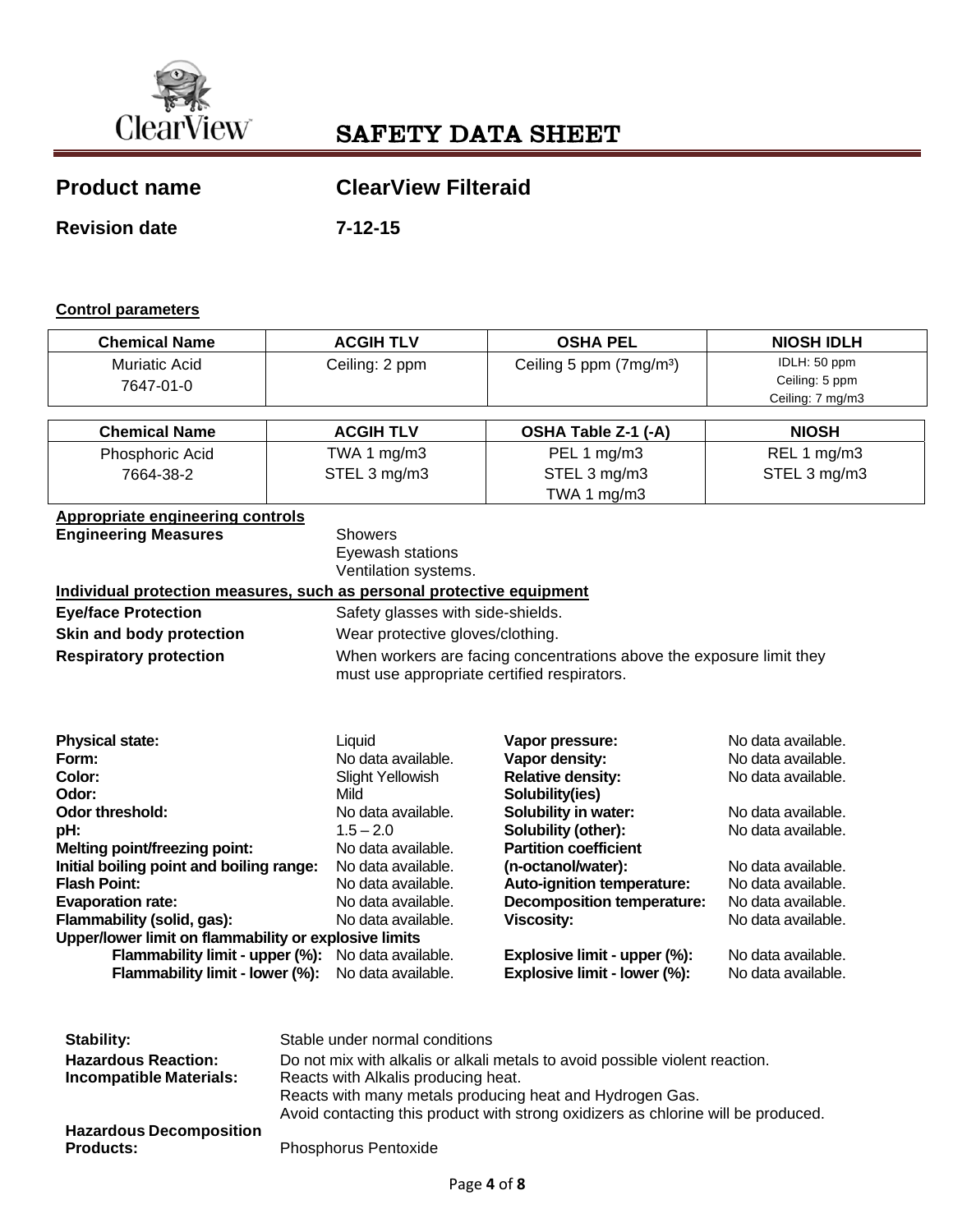# SAFETY DATA SHEET

**Product name** **ClearView Filteraid**

**Revision date** **7-12-15**

**Control parameters**

| Chemical Name | ACGIH TLV | OSHA PEL | NIOSH IDLH |
|---|---|---|---|
| Muriatic Acid 7647-01-0 | Ceiling: 2 ppm | Ceiling 5 ppm (7mg/m³) | IDLH: 50 ppm Ceiling: 5 ppm Ceiling: 7 mg/m3 |

| Chemical Name | ACGIH TLV | OSHA Table Z-1 (-A) | NIOSH |
|---|---|---|---|
| Phosphoric Acid 7664-38-2 | TWA 1 mg/m3 STEL 3 mg/m3 | PEL 1 mg/m3 STEL 3 mg/m3 TWA 1 mg/m3 | REL 1 mg/m3 STEL 3 mg/m3 |

**Appropriate engineering controls**

**Engineering Measures** Showers
Eyewash stations
Ventilation systems.

**Individual protection measures, such as personal protective equipment**

**Eye/face Protection** Safety glasses with side-shields.

**Skin and body protection** Wear protective gloves/clothing.

**Respiratory protection** When workers are facing concentrations above the exposure limit they must use appropriate certified respirators.

| | | | |
|---|---|---|---|
| **Physical state:** | Liquid | **Vapor pressure:** | No data available. |
| **Form:** | No data available. | **Vapor density:** | No data available. |
| **Color:** | Slight Yellowish | **Relative density:** | No data available. |
| **Odor:** | Mild | **Solubility(ies)** | |
| **Odor threshold:** | No data available. | **Solubility in water:** | No data available. |
| **pH:** | 1.5 – 2.0 | **Solubility (other):** | No data available. |
| **Melting point/freezing point:** | No data available. | **Partition coefficient (n-octanol/water):** | No data available. |
| **Initial boiling point and boiling range:** | No data available. | | |
| **Flash Point:** | No data available. | **Auto-ignition temperature:** | No data available. |
| **Evaporation rate:** | No data available. | **Decomposition temperature:** | No data available. |
| **Flammability (solid, gas):** | No data available. | **Viscosity:** | No data available. |
| **Upper/lower limit on flammability or explosive limits** | | | |
| **Flammability limit - upper (%):** | No data available. | **Explosive limit - upper (%):** | No data available. |
| **Flammability limit - lower (%):** | No data available. | **Explosive limit - lower (%):** | No data available. |

**Stability:** Stable under normal conditions

**Hazardous Reaction:** Do not mix with alkalis or alkali metals to avoid possible violent reaction.

**Incompatible Materials:** Reacts with Alkalis producing heat.
Reacts with many metals producing heat and Hydrogen Gas.
Avoid contacting this product with strong oxidizers as chlorine will be produced.

**Hazardous Decomposition Products:** Phosphorus Pentoxide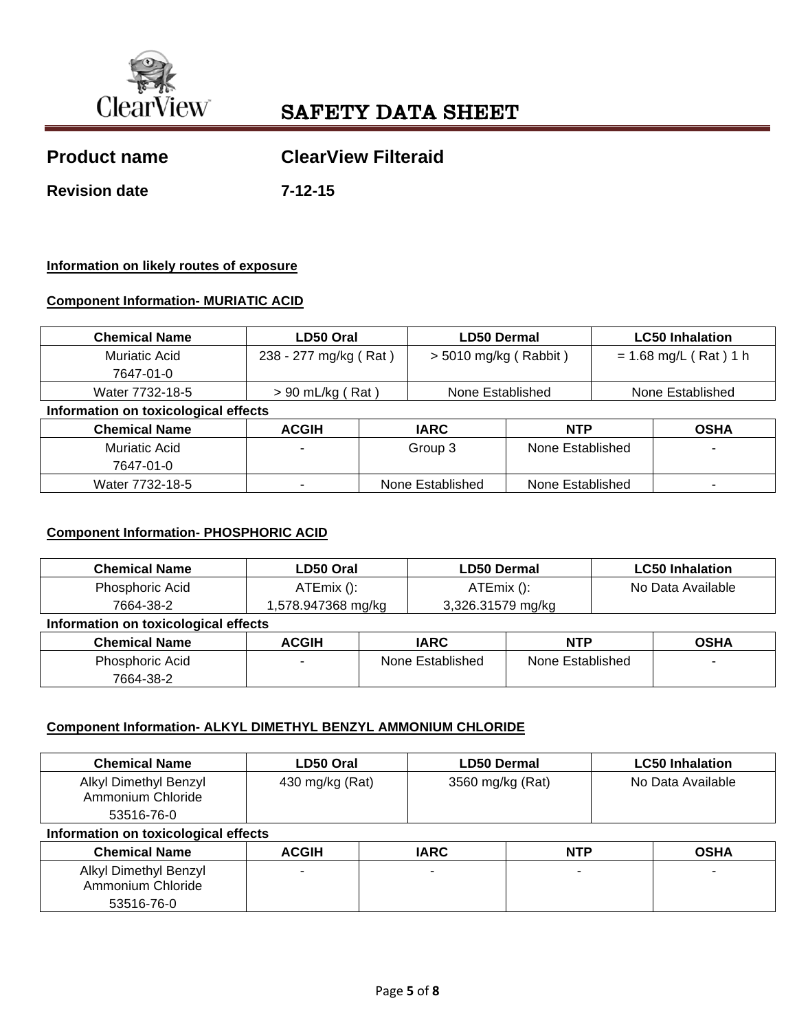**Product name** **ClearView Filteraid**

**Revision date** **7-12-15**

**Information on likely routes of exposure**

**Component Information- MURIATIC ACID**

| Chemical Name | LD50 Oral | LD50 Dermal | LC50 Inhalation |
|---|---|---|---|
| Muriatic Acid 7647-01-0 | 238 - 277 mg/kg ( Rat ) | > 5010 mg/kg ( Rabbit ) | = 1.68 mg/L ( Rat ) 1 h |
| Water 7732-18-5 | > 90 mL/kg ( Rat ) | None Established | None Established |

**Information on toxicological effects**

| Chemical Name | ACGIH | IARC | NTP | OSHA |
|---|---|---|---|---|
| Muriatic Acid 7647-01-0 | - | Group 3 | None Established | - |
| Water 7732-18-5 | - | None Established | None Established | - |

**Component Information- PHOSPHORIC ACID**

| Chemical Name | LD50 Oral | LD50 Dermal | LC50 Inhalation |
|---|---|---|---|
| Phosphoric Acid 7664-38-2 | ATEmix (): 1,578.947368 mg/kg | ATEmix (): 3,326.31579 mg/kg | No Data Available |

**Information on toxicological effects**

| Chemical Name | ACGIH | IARC | NTP | OSHA |
|---|---|---|---|---|
| Phosphoric Acid 7664-38-2 | - | None Established | None Established | - |

**Component Information- ALKYL DIMETHYL BENZYL AMMONIUM CHLORIDE**

| Chemical Name | LD50 Oral | LD50 Dermal | LC50 Inhalation |
|---|---|---|---|
| Alkyl Dimethyl Benzyl Ammonium Chloride 53516-76-0 | 430 mg/kg (Rat) | 3560 mg/kg (Rat) | No Data Available |

**Information on toxicological effects**

| Chemical Name | ACGIH | IARC | NTP | OSHA |
|---|---|---|---|---|
| Alkyl Dimethyl Benzyl Ammonium Chloride 53516-76-0 | - | - | - | - |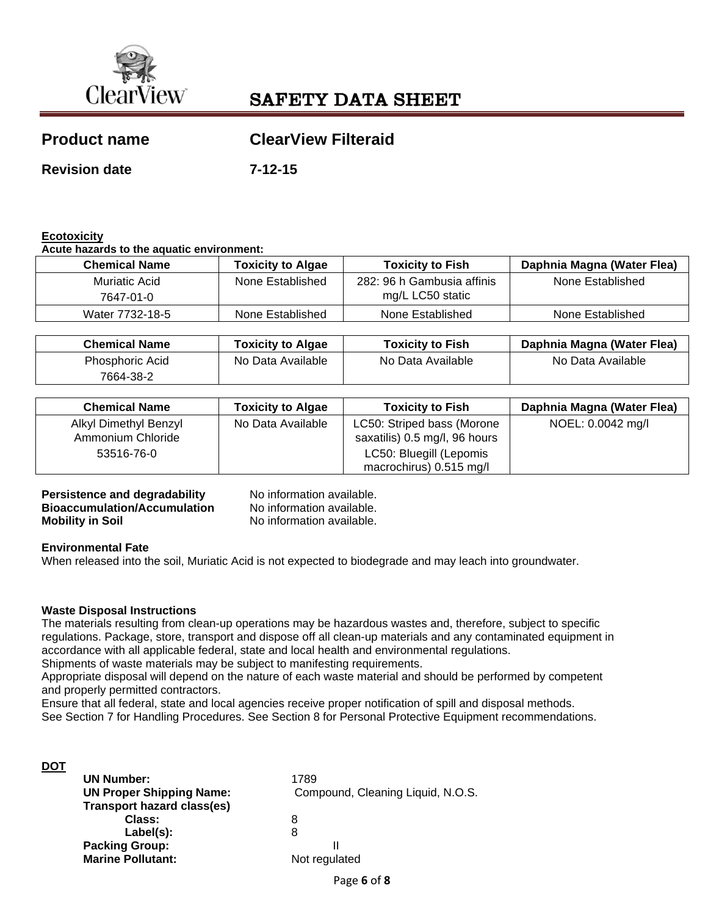# SAFETY DATA SHEET

**Product name** **ClearView Filteraid**

**Revision date** **7-12-15**

**Ecotoxicity**

**Acute hazards to the aquatic environment:**

| Chemical Name | Toxicity to Algae | Toxicity to Fish | Daphnia Magna (Water Flea) |
|---|---|---|---|
| Muriatic Acid 7647-01-0 | None Established | 282: 96 h Gambusia affinis mg/L LC50 static | None Established |
| Water 7732-18-5 | None Established | None Established | None Established |

| Chemical Name | Toxicity to Algae | Toxicity to Fish | Daphnia Magna (Water Flea) |
|---|---|---|---|
| Phosphoric Acid 7664-38-2 | No Data Available | No Data Available | No Data Available |

| Chemical Name | Toxicity to Algae | Toxicity to Fish | Daphnia Magna (Water Flea) |
|---|---|---|---|
| Alkyl Dimethyl Benzyl Ammonium Chloride 53516-76-0 | No Data Available | LC50: Striped bass (Morone saxatilis) 0.5 mg/l, 96 hours LC50: Bluegill (Lepomis macrochirus) 0.515 mg/l | NOEL: 0.0042 mg/l |

**Persistence and degradability** No information available.
**Bioaccumulation/Accumulation** No information available.
**Mobility in Soil** No information available.

**Environmental Fate**

When released into the soil, Muriatic Acid is not expected to biodegrade and may leach into groundwater.

**Waste Disposal Instructions**

The materials resulting from clean-up operations may be hazardous wastes and, therefore, subject to specific regulations. Package, store, transport and dispose off all clean-up materials and any contaminated equipment in accordance with all applicable federal, state and local health and environmental regulations.
Shipments of waste materials may be subject to manifesting requirements.
Appropriate disposal will depend on the nature of each waste material and should be performed by competent and properly permitted contractors.
Ensure that all federal, state and local agencies receive proper notification of spill and disposal methods.
See Section 7 for Handling Procedures. See Section 8 for Personal Protective Equipment recommendations.

**DOT**

**UN Number:** 1789
**UN Proper Shipping Name:** Compound, Cleaning Liquid, N.O.S.
**Transport hazard class(es)**
**Class:** 8
**Label(s):** 8
**Packing Group:** II
**Marine Pollutant:** Not regulated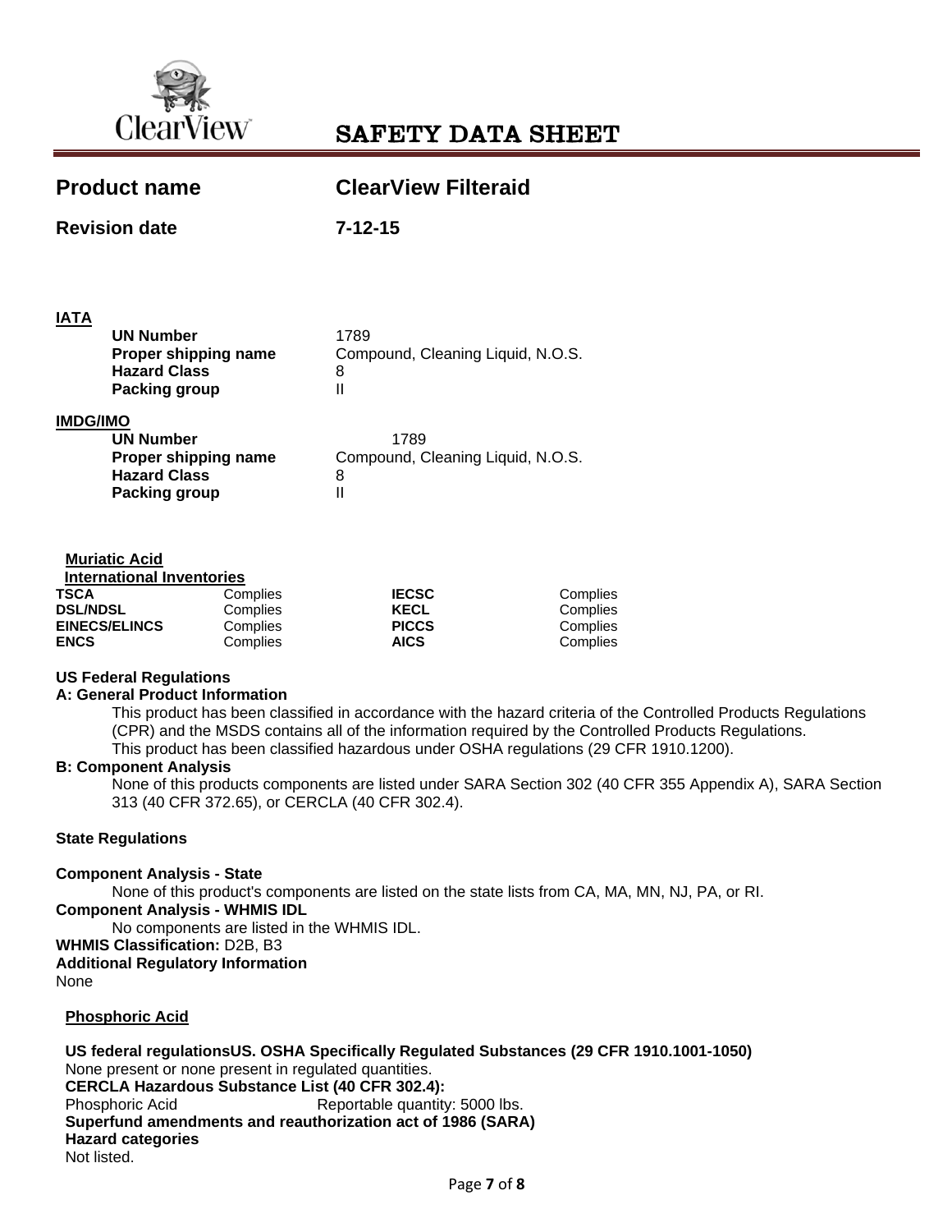# SAFETY DATA SHEET

**Product name** **ClearView Filteraid**

**Revision date** **7-12-15**

**IATA**

| | |
|---|---|
| **UN Number** | 1789 |
| **Proper shipping name** | Compound, Cleaning Liquid, N.O.S. |
| **Hazard Class** | 8 |
| **Packing group** | II |

**IMDG/IMO**

| | |
|---|---|
| **UN Number** | 1789 |
| **Proper shipping name** | Compound, Cleaning Liquid, N.O.S. |
| **Hazard Class** | 8 |
| **Packing group** | II |

**Muriatic Acid**

**International Inventories**

| | | | |
|---|---|---|---|
| **TSCA** | Complies | **IECSC** | Complies |
| **DSL/NDSL** | Complies | **KECL** | Complies |
| **EINECS/ELINCS** | Complies | **PICCS** | Complies |
| **ENCS** | Complies | **AICS** | Complies |

**US Federal Regulations**

**A: General Product Information**

This product has been classified in accordance with the hazard criteria of the Controlled Products Regulations (CPR) and the MSDS contains all of the information required by the Controlled Products Regulations. This product has been classified hazardous under OSHA regulations (29 CFR 1910.1200).

**B: Component Analysis**

None of this products components are listed under SARA Section 302 (40 CFR 355 Appendix A), SARA Section 313 (40 CFR 372.65), or CERCLA (40 CFR 302.4).

**State Regulations**

**Component Analysis - State**

None of this product's components are listed on the state lists from CA, MA, MN, NJ, PA, or RI.

**Component Analysis - WHMIS IDL**

No components are listed in the WHMIS IDL.

**WHMIS Classification:** D2B, B3

**Additional Regulatory Information**

None

**Phosphoric Acid**

**US federal regulationsUS. OSHA Specifically Regulated Substances (29 CFR 1910.1001-1050)**

None present or none present in regulated quantities.

**CERCLA Hazardous Substance List (40 CFR 302.4):**

Phosphoric Acid Reportable quantity: 5000 lbs.

**Superfund amendments and reauthorization act of 1986 (SARA)**

**Hazard categories**

Not listed.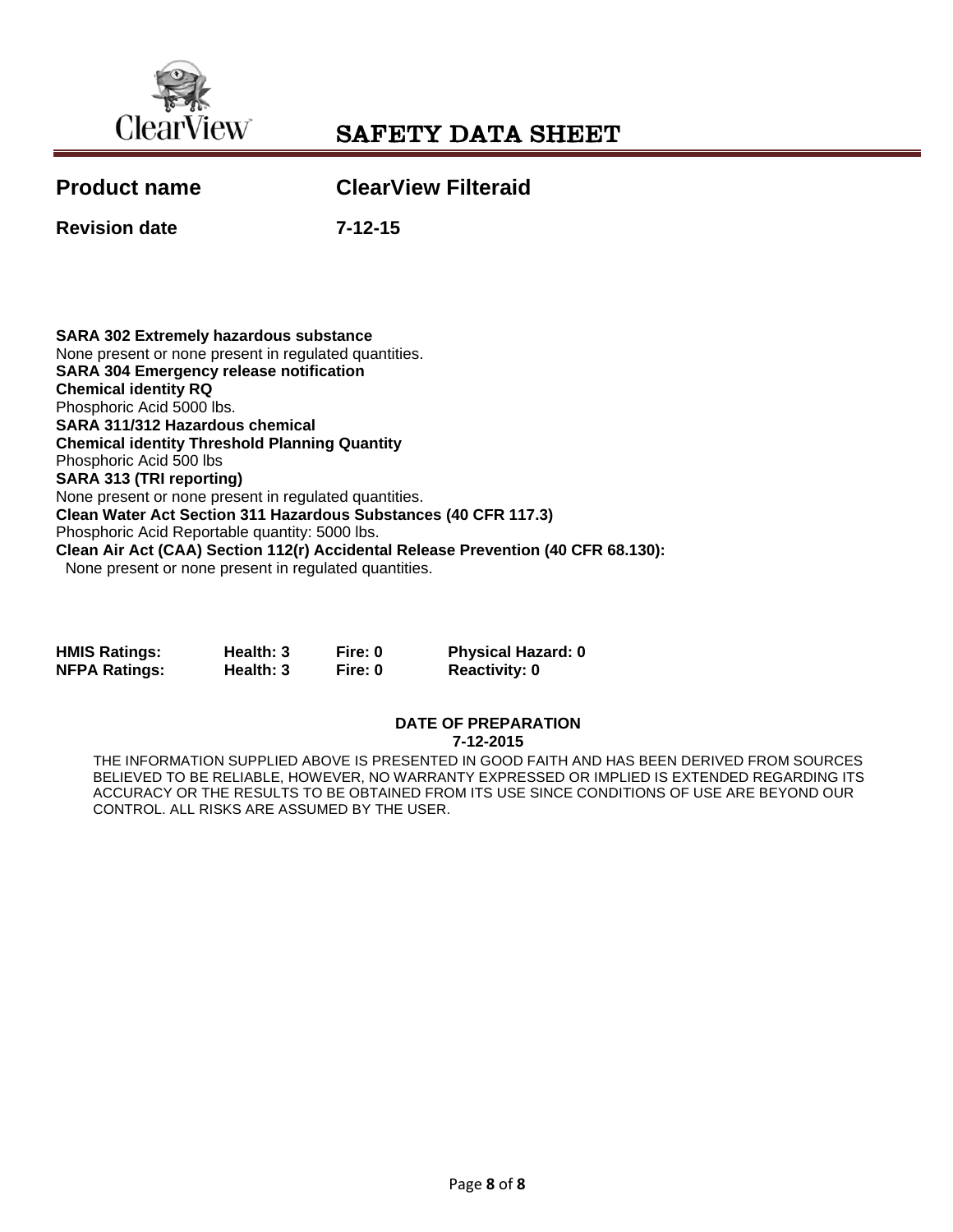# SAFETY DATA SHEET

**Product name** **ClearView Filteraid**

**Revision date** **7-12-15**

**SARA 302 Extremely hazardous substance**
None present or none present in regulated quantities.
**SARA 304 Emergency release notification**
**Chemical identity RQ**
Phosphoric Acid 5000 lbs.
**SARA 311/312 Hazardous chemical**
**Chemical identity Threshold Planning Quantity**
Phosphoric Acid 500 lbs
**SARA 313 (TRI reporting)**
None present or none present in regulated quantities.
**Clean Water Act Section 311 Hazardous Substances (40 CFR 117.3)**
Phosphoric Acid Reportable quantity: 5000 lbs.
**Clean Air Act (CAA) Section 112(r) Accidental Release Prevention (40 CFR 68.130):**
None present or none present in regulated quantities.

| | | | |
|---|---|---|---|
| **HMIS Ratings:** | **Health: 3** | **Fire: 0** | **Physical Hazard: 0** |
| **NFPA Ratings:** | **Health: 3** | **Fire: 0** | **Reactivity: 0** |

**DATE OF PREPARATION**
**7-12-2015**

THE INFORMATION SUPPLIED ABOVE IS PRESENTED IN GOOD FAITH AND HAS BEEN DERIVED FROM SOURCES BELIEVED TO BE RELIABLE, HOWEVER, NO WARRANTY EXPRESSED OR IMPLIED IS EXTENDED REGARDING ITS ACCURACY OR THE RESULTS TO BE OBTAINED FROM ITS USE SINCE CONDITIONS OF USE ARE BEYOND OUR CONTROL. ALL RISKS ARE ASSUMED BY THE USER.